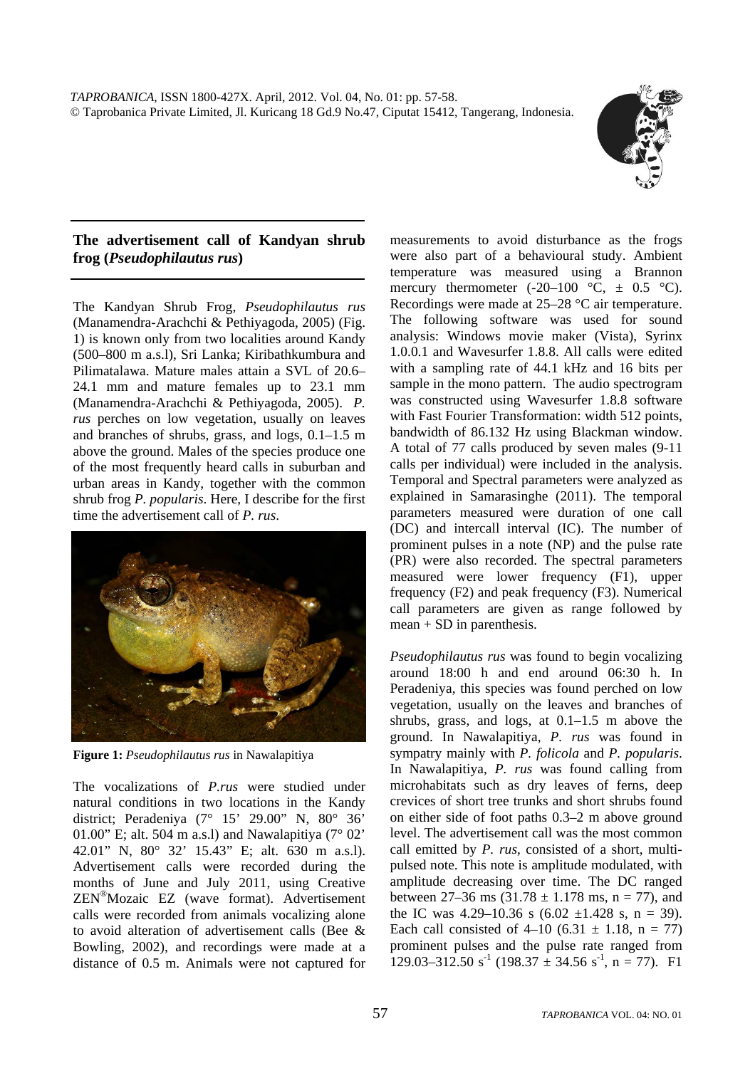## The advertisement call of Kandyan shrub frog (*Pseudophilautus rus*)

The Kandyan Shrub Frog, *Pseudophilautus rus* (Manamendra-Arachchi & Pethiyagoda, 2005) (Fig. 1) is known only from two localities around Kandy (500–800 m a.s.l), Sri Lanka; Kiribathkumbura and Pilimatalawa. Mature males attain a SVL of 20.6–24.1 mm and mature females up to 23.1 mm (Manamendra-Arachchi & Pethiyagoda, 2005). *P. rus* perches on low vegetation, usually on leaves and branches of shrubs, grass, and logs, 0.1–1.5 m above the ground. Males of the species produce one of the most frequently heard calls in suburban and urban areas in Kandy, together with the common shrub frog *P. popularis*. Here, I describe for the first time the advertisement call of *P. rus*.

**Figure 1:** *Pseudophilautus rus* in Nawalapitiya

The vocalizations of *P.rus* were studied under natural conditions in two locations in the Kandy district; Peradeniya (7° 15' 29.00" N, 80° 36' 01.00" E; alt. 504 m a.s.l) and Nawalapitiya (7° 02' 42.01" N, 80° 32' 15.43" E; alt. 630 m a.s.l). Advertisement calls were recorded during the months of June and July 2011, using Creative ZEN®Mozaic EZ (wave format). Advertisement calls were recorded from animals vocalizing alone to avoid alteration of advertisement calls (Bee & Bowling, 2002), and recordings were made at a distance of 0.5 m. Animals were not captured for measurements to avoid disturbance as the frogs were also part of a behavioural study. Ambient temperature was measured using a Brannon mercury thermometer (-20–100 °C, ± 0.5 °C). Recordings were made at 25–28 °C air temperature. The following software was used for sound analysis: Windows movie maker (Vista), Syrinx 1.0.0.1 and Wavesurfer 1.8.8. All calls were edited with a sampling rate of 44.1 kHz and 16 bits per sample in the mono pattern. The audio spectrogram was constructed using Wavesurfer 1.8.8 software with Fast Fourier Transformation: width 512 points, bandwidth of 86.132 Hz using Blackman window. A total of 77 calls produced by seven males (9-11 calls per individual) were included in the analysis. Temporal and Spectral parameters were analyzed as explained in Samarasinghe (2011). The temporal parameters measured were duration of one call (DC) and intercall interval (IC). The number of prominent pulses in a note (NP) and the pulse rate (PR) were also recorded. The spectral parameters measured were lower frequency (F1), upper frequency (F2) and peak frequency (F3). Numerical call parameters are given as range followed by mean + SD in parenthesis.

*Pseudophilautus rus* was found to begin vocalizing around 18:00 h and end around 06:30 h. In Peradeniya, this species was found perched on low vegetation, usually on the leaves and branches of shrubs, grass, and logs, at 0.1–1.5 m above the ground. In Nawalapitiya, *P. rus* was found in sympatry mainly with *P. folicola* and *P. popularis*. In Nawalapitiya, *P. rus* was found calling from microhabitats such as dry leaves of ferns, deep crevices of short tree trunks and short shrubs found on either side of foot paths 0.3–2 m above ground level. The advertisement call was the most common call emitted by *P. rus*, consisted of a short, multi-pulsed note. This note is amplitude modulated, with amplitude decreasing over time. The DC ranged between 27–36 ms (31.78 ± 1.178 ms, n = 77), and the IC was 4.29–10.36 s (6.02 ±1.428 s, n = 39). Each call consisted of 4–10 (6.31 ± 1.18, n = 77) prominent pulses and the pulse rate ranged from 129.03–312.50 $s^{-1}$ (198.37 ± 34.56 $s^{-1}$, n = 77). F1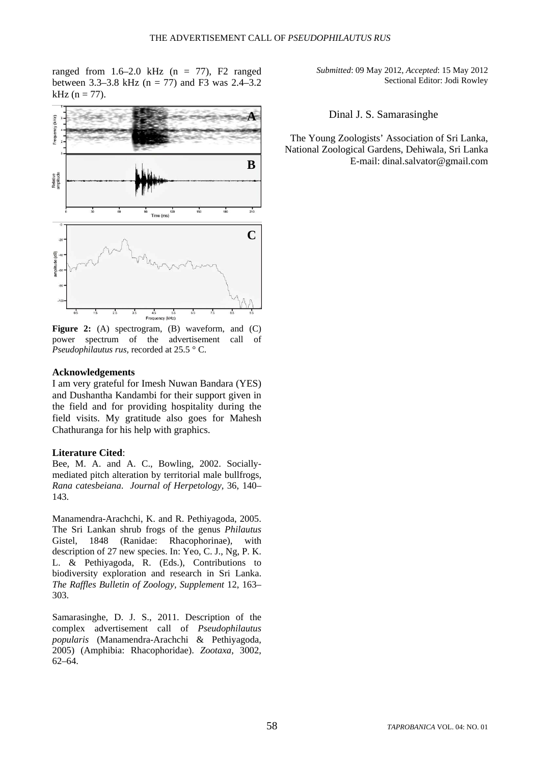ranged from 1.6–2.0 kHz (n = 77), F2 ranged between 3.3–3.8 kHz (n = 77) and F3 was 2.4–3.2 kHz (n = 77).

A

Frequency (kHz)

B

Relative amplitude

0 30 60 90 120 150 180 210

Time (ms)

C

amplitude (dB)

0 -20 -40 -60 -80 -100

0.5 1.5 2.5 3.5 4.5 5.5 6.5 7.5 8.5 9.5

Frequency (kHz)

**Figure 2:** (A) spectrogram, (B) waveform, and (C) power spectrum of the advertisement call of *Pseudophilautus rus*, recorded at 25.5 ° C.

### Acknowledgements

I am very grateful for Imesh Nuwan Bandara (YES) and Dushantha Kandambi for their support given in the field and for providing hospitality during the field visits. My gratitude also goes for Mahesh Chathuranga for his help with graphics.

### Literature Cited:

Bee, M. A. and A. C., Bowling, 2002. Socially-mediated pitch alteration by territorial male bullfrogs, *Rana catesbeiana*. *Journal of Herpetology,* 36, 140–143.

Manamendra-Arachchi, K. and R. Pethiyagoda, 2005. The Sri Lankan shrub frogs of the genus *Philautus* Gistel, 1848 (Ranidae: Rhacophorinae), with description of 27 new species. In: Yeo, C. J., Ng, P. K. L. & Pethiyagoda, R. (Eds.), Contributions to biodiversity exploration and research in Sri Lanka. *The Raffles Bulletin of Zoology, Supplement* 12, 163–303.

Samarasinghe, D. J. S., 2011. Description of the complex advertisement call of *Pseudophilautus popularis* (Manamendra-Arachchi & Pethiyagoda, 2005) (Amphibia: Rhacophoridae). *Zootaxa*, 3002, 62–64.

*Submitted*: 09 May 2012, *Accepted*: 15 May 2012
Sectional Editor: Jodi Rowley

Dinal J. S. Samarasinghe

The Young Zoologists' Association of Sri Lanka, National Zoological Gardens, Dehiwala, Sri Lanka
E-mail: dinal.salvator@gmail.com